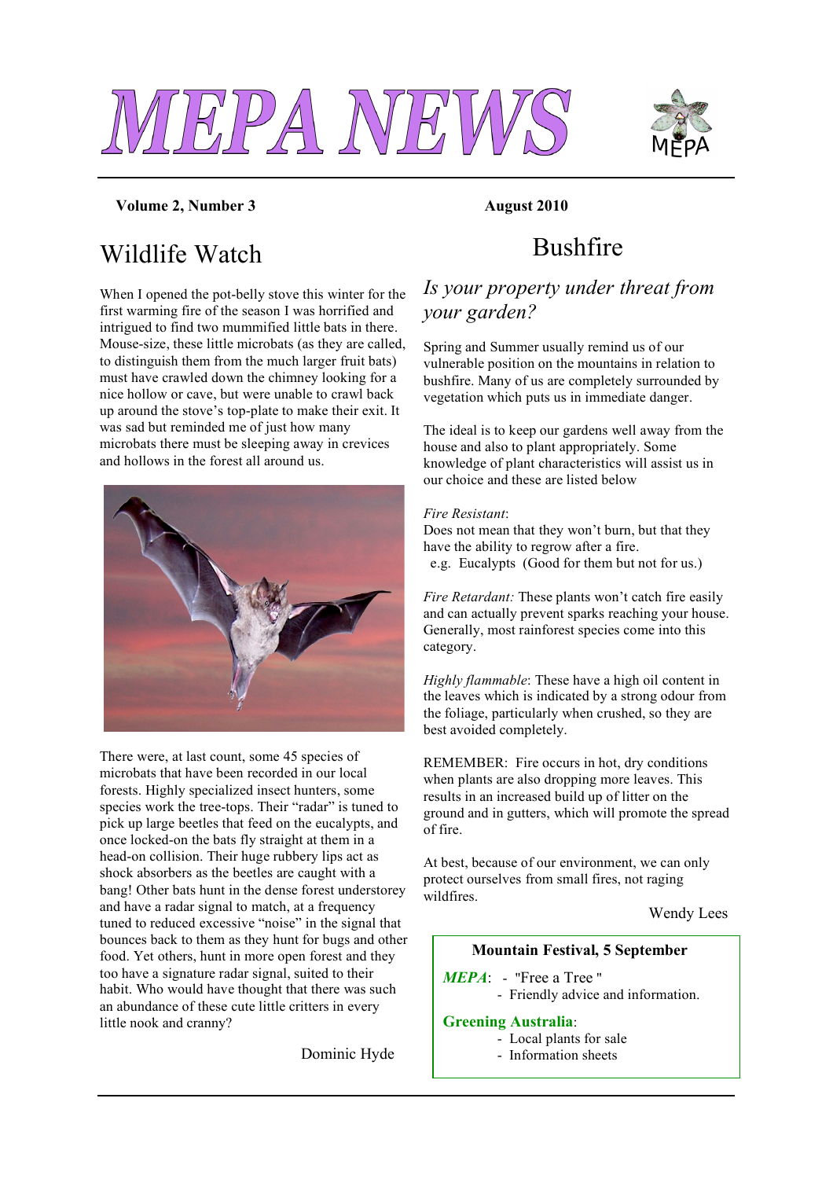# MEPA NEWS

**Volume 2, Number 3** **August 2010**

## Wildlife Watch

When I opened the pot-belly stove this winter for the first warming fire of the season I was horrified and intrigued to find two mummified little bats in there. Mouse-size, these little microbats (as they are called, to distinguish them from the much larger fruit bats) must have crawled down the chimney looking for a nice hollow or cave, but were unable to crawl back up around the stove's top-plate to make their exit. It was sad but reminded me of just how many microbats there must be sleeping away in crevices and hollows in the forest all around us.

There were, at last count, some 45 species of microbats that have been recorded in our local forests. Highly specialized insect hunters, some species work the tree-tops. Their "radar" is tuned to pick up large beetles that feed on the eucalypts, and once locked-on the bats fly straight at them in a head-on collision. Their huge rubbery lips act as shock absorbers as the beetles are caught with a bang! Other bats hunt in the dense forest understorey and have a radar signal to match, at a frequency tuned to reduced excessive "noise" in the signal that bounces back to them as they hunt for bugs and other food. Yet others, hunt in more open forest and they too have a signature radar signal, suited to their habit. Who would have thought that there was such an abundance of these cute little critters in every little nook and cranny?

Dominic Hyde

## Bushfire

### *Is your property under threat from your garden?*

Spring and Summer usually remind us of our vulnerable position on the mountains in relation to bushfire. Many of us are completely surrounded by vegetation which puts us in immediate danger.

The ideal is to keep our gardens well away from the house and also to plant appropriately. Some knowledge of plant characteristics will assist us in our choice and these are listed below

*Fire Resistant*:
Does not mean that they won't burn, but that they have the ability to regrow after a fire.
e.g. Eucalypts (Good for them but not for us.)

*Fire Retardant:* These plants won't catch fire easily and can actually prevent sparks reaching your house. Generally, most rainforest species come into this category.

*Highly flammable*: These have a high oil content in the leaves which is indicated by a strong odour from the foliage, particularly when crushed, so they are best avoided completely.

REMEMBER: Fire occurs in hot, dry conditions when plants are also dropping more leaves. This results in an increased build up of litter on the ground and in gutters, which will promote the spread of fire.

At best, because of our environment, we can only protect ourselves from small fires, not raging wildfires.

Wendy Lees

**Mountain Festival, 5 September**

***MEPA***: - "Free a Tree "
- Friendly advice and information.

**Greening Australia**:
- Local plants for sale
- Information sheets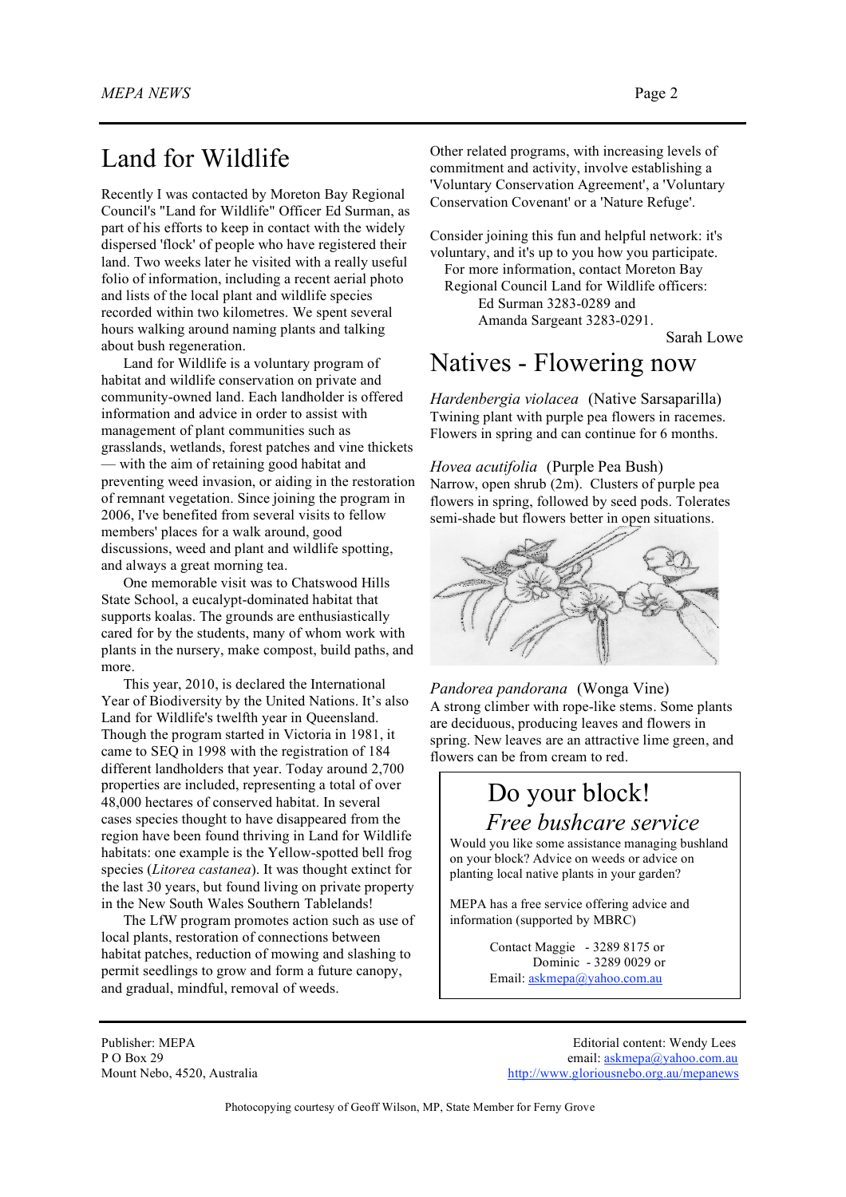# Land for Wildlife

Recently I was contacted by Moreton Bay Regional Council's "Land for Wildlife" Officer Ed Surman, as part of his efforts to keep in contact with the widely dispersed 'flock' of people who have registered their land. Two weeks later he visited with a really useful folio of information, including a recent aerial photo and lists of the local plant and wildlife species recorded within two kilometres. We spent several hours walking around naming plants and talking about bush regeneration.

Land for Wildlife is a voluntary program of habitat and wildlife conservation on private and community-owned land. Each landholder is offered information and advice in order to assist with management of plant communities such as grasslands, wetlands, forest patches and vine thickets — with the aim of retaining good habitat and preventing weed invasion, or aiding in the restoration of remnant vegetation. Since joining the program in 2006, I've benefited from several visits to fellow members' places for a walk around, good discussions, weed and plant and wildlife spotting, and always a great morning tea.

One memorable visit was to Chatswood Hills State School, a eucalypt-dominated habitat that supports koalas. The grounds are enthusiastically cared for by the students, many of whom work with plants in the nursery, make compost, build paths, and more.

This year, 2010, is declared the International Year of Biodiversity by the United Nations. It's also Land for Wildlife's twelfth year in Queensland. Though the program started in Victoria in 1981, it came to SEQ in 1998 with the registration of 184 different landholders that year. Today around 2,700 properties are included, representing a total of over 48,000 hectares of conserved habitat. In several cases species thought to have disappeared from the region have been found thriving in Land for Wildlife habitats: one example is the Yellow-spotted bell frog species (*Litorea castanea*). It was thought extinct for the last 30 years, but found living on private property in the New South Wales Southern Tablelands!

The LfW program promotes action such as use of local plants, restoration of connections between habitat patches, reduction of mowing and slashing to permit seedlings to grow and form a future canopy, and gradual, mindful, removal of weeds.

Other related programs, with increasing levels of commitment and activity, involve establishing a 'Voluntary Conservation Agreement', a 'Voluntary Conservation Covenant' or a 'Nature Refuge'.

Consider joining this fun and helpful network: it's voluntary, and it's up to you how you participate.
For more information, contact Moreton Bay Regional Council Land for Wildlife officers:
Ed Surman 3283-0289 and
Amanda Sargeant 3283-0291.

Sarah Lowe

# Natives - Flowering now

*Hardenbergia violacea* (Native Sarsaparilla)
Twining plant with purple pea flowers in racemes. Flowers in spring and can continue for 6 months.

*Hovea acutifolia* (Purple Pea Bush)
Narrow, open shrub (2m). Clusters of purple pea flowers in spring, followed by seed pods. Tolerates semi-shade but flowers better in open situations.

*Pandorea pandorana* (Wonga Vine)
A strong climber with rope-like stems. Some plants are deciduous, producing leaves and flowers in spring. New leaves are an attractive lime green, and flowers can be from cream to red.

## Do your block!

### *Free bushcare service*

Would you like some assistance managing bushland on your block? Advice on weeds or advice on planting local native plants in your garden?

MEPA has a free service offering advice and information (supported by MBRC)

Contact Maggie - 3289 8175 or
Dominic - 3289 0029 or
Email: askmepa@yahoo.com.au

---

Publisher: MEPA
P O Box 29
Mount Nebo, 4520, Australia

Editorial content: Wendy Lees
email: askmepa@yahoo.com.au
http://www.gloriousnebo.org.au/mepanews

Photocopying courtesy of Geoff Wilson, MP, State Member for Ferny Grove